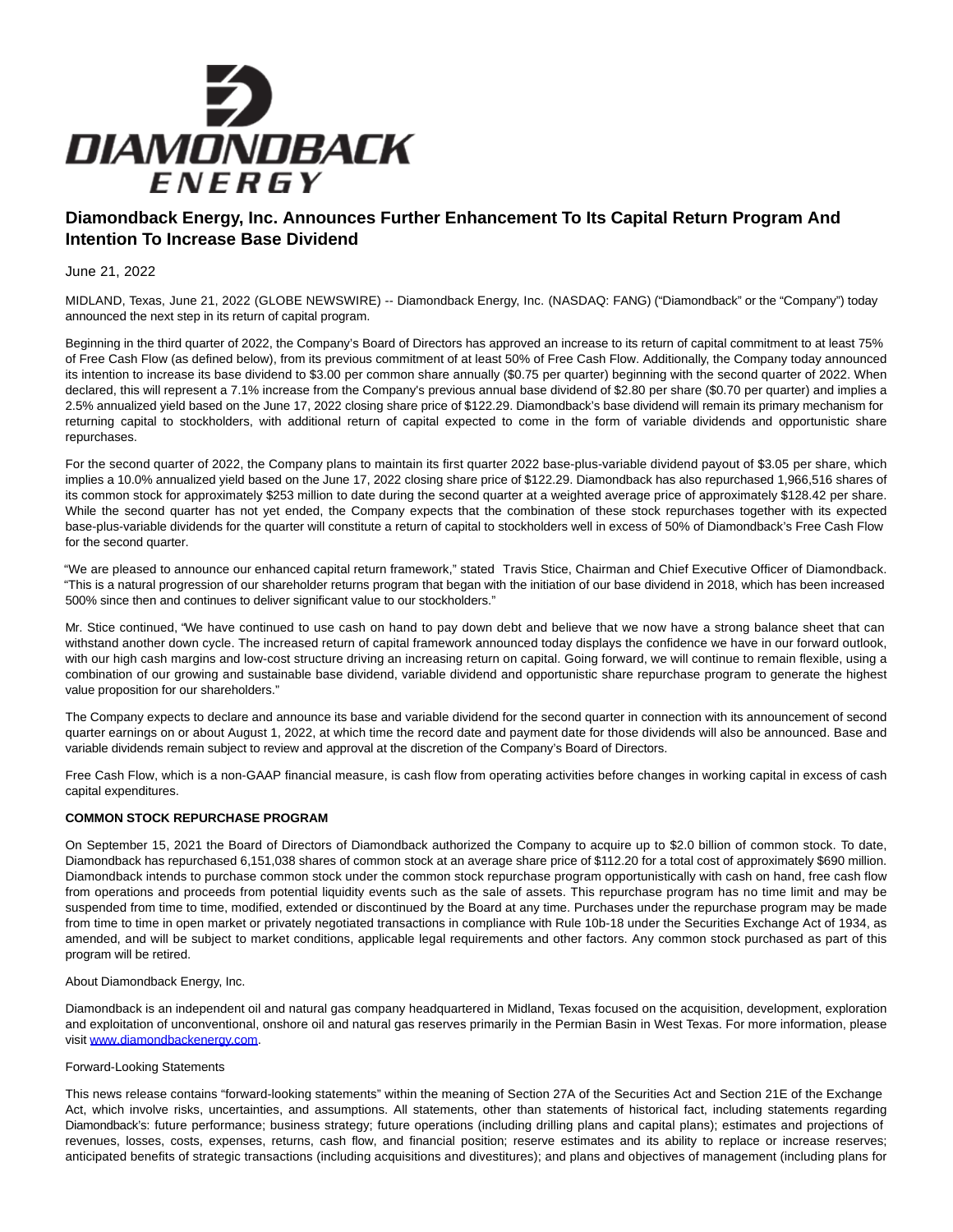# Diamondback Energy, Inc. Announces Further Enhancement To Its Capital Return Program And Intention To Increase Base Dividend

June 21, 2022

MIDLAND, Texas, June 21, 2022 (GLOBE NEWSWIRE) -- Diamondback Energy, Inc. (NASDAQ: FANG) ("Diamondback" or the "Company") today announced the next step in its return of capital program.

Beginning in the third quarter of 2022, the Company's Board of Directors has approved an increase to its return of capital commitment to at least 75% of Free Cash Flow (as defined below), from its previous commitment of at least 50% of Free Cash Flow. Additionally, the Company today announced its intention to increase its base dividend to $3.00 per common share annually ($0.75 per quarter) beginning with the second quarter of 2022. When declared, this will represent a 7.1% increase from the Company's previous annual base dividend of $2.80 per share ($0.70 per quarter) and implies a 2.5% annualized yield based on the June 17, 2022 closing share price of $122.29. Diamondback's base dividend will remain its primary mechanism for returning capital to stockholders, with additional return of capital expected to come in the form of variable dividends and opportunistic share repurchases.

For the second quarter of 2022, the Company plans to maintain its first quarter 2022 base-plus-variable dividend payout of $3.05 per share, which implies a 10.0% annualized yield based on the June 17, 2022 closing share price of $122.29. Diamondback has also repurchased 1,966,516 shares of its common stock for approximately $253 million to date during the second quarter at a weighted average price of approximately $128.42 per share. While the second quarter has not yet ended, the Company expects that the combination of these stock repurchases together with its expected base-plus-variable dividends for the quarter will constitute a return of capital to stockholders well in excess of 50% of Diamondback's Free Cash Flow for the second quarter.

"We are pleased to announce our enhanced capital return framework," stated Travis Stice, Chairman and Chief Executive Officer of Diamondback. "This is a natural progression of our shareholder returns program that began with the initiation of our base dividend in 2018, which has been increased 500% since then and continues to deliver significant value to our stockholders."

Mr. Stice continued, "We have continued to use cash on hand to pay down debt and believe that we now have a strong balance sheet that can withstand another down cycle. The increased return of capital framework announced today displays the confidence we have in our forward outlook, with our high cash margins and low-cost structure driving an increasing return on capital. Going forward, we will continue to remain flexible, using a combination of our growing and sustainable base dividend, variable dividend and opportunistic share repurchase program to generate the highest value proposition for our shareholders."

The Company expects to declare and announce its base and variable dividend for the second quarter in connection with its announcement of second quarter earnings on or about August 1, 2022, at which time the record date and payment date for those dividends will also be announced. Base and variable dividends remain subject to review and approval at the discretion of the Company's Board of Directors.

Free Cash Flow, which is a non-GAAP financial measure, is cash flow from operating activities before changes in working capital in excess of cash capital expenditures.

**COMMON STOCK REPURCHASE PROGRAM**

On September 15, 2021 the Board of Directors of Diamondback authorized the Company to acquire up to $2.0 billion of common stock. To date, Diamondback has repurchased 6,151,038 shares of common stock at an average share price of $112.20 for a total cost of approximately $690 million. Diamondback intends to purchase common stock under the common stock repurchase program opportunistically with cash on hand, free cash flow from operations and proceeds from potential liquidity events such as the sale of assets. This repurchase program has no time limit and may be suspended from time to time, modified, extended or discontinued by the Board at any time. Purchases under the repurchase program may be made from time to time in open market or privately negotiated transactions in compliance with Rule 10b-18 under the Securities Exchange Act of 1934, as amended, and will be subject to market conditions, applicable legal requirements and other factors. Any common stock purchased as part of this program will be retired.

About Diamondback Energy, Inc.

Diamondback is an independent oil and natural gas company headquartered in Midland, Texas focused on the acquisition, development, exploration and exploitation of unconventional, onshore oil and natural gas reserves primarily in the Permian Basin in West Texas. For more information, please visit www.diamondbackenergy.com.

Forward-Looking Statements

This news release contains "forward-looking statements" within the meaning of Section 27A of the Securities Act and Section 21E of the Exchange Act, which involve risks, uncertainties, and assumptions. All statements, other than statements of historical fact, including statements regarding Diamondback's: future performance; business strategy; future operations (including drilling plans and capital plans); estimates and projections of revenues, losses, costs, expenses, returns, cash flow, and financial position; reserve estimates and its ability to replace or increase reserves; anticipated benefits of strategic transactions (including acquisitions and divestitures); and plans and objectives of management (including plans for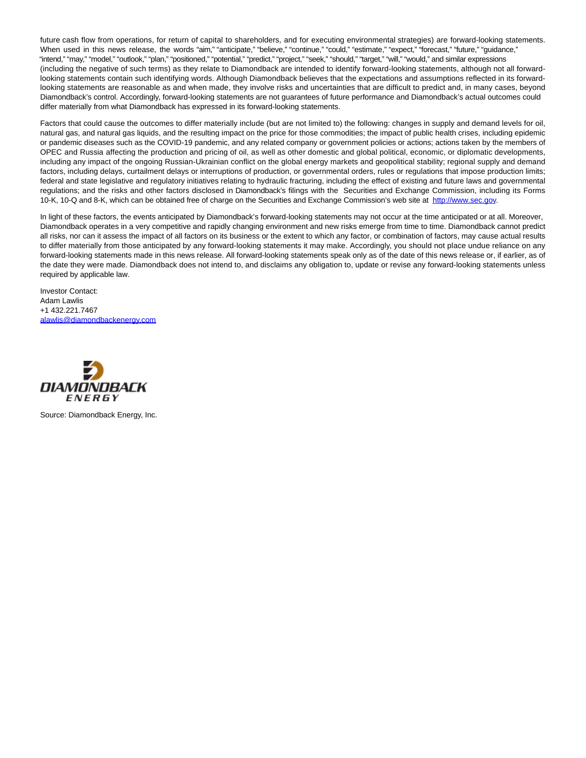future cash flow from operations, for return of capital to shareholders, and for executing environmental strategies) are forward-looking statements. When used in this news release, the words "aim," "anticipate," "believe," "continue," "could," "estimate," "expect," "forecast," "future," "guidance," "intend," "may," "model," "outlook," "plan," "positioned," "potential," "predict," "project," "seek," "should," "target," "will," "would," and similar expressions (including the negative of such terms) as they relate to Diamondback are intended to identify forward-looking statements, although not all forward-looking statements contain such identifying words. Although Diamondback believes that the expectations and assumptions reflected in its forward-looking statements are reasonable as and when made, they involve risks and uncertainties that are difficult to predict and, in many cases, beyond Diamondback's control. Accordingly, forward-looking statements are not guarantees of future performance and Diamondback's actual outcomes could differ materially from what Diamondback has expressed in its forward-looking statements.

Factors that could cause the outcomes to differ materially include (but are not limited to) the following: changes in supply and demand levels for oil, natural gas, and natural gas liquids, and the resulting impact on the price for those commodities; the impact of public health crises, including epidemic or pandemic diseases such as the COVID-19 pandemic, and any related company or government policies or actions; actions taken by the members of OPEC and Russia affecting the production and pricing of oil, as well as other domestic and global political, economic, or diplomatic developments, including any impact of the ongoing Russian-Ukrainian conflict on the global energy markets and geopolitical stability; regional supply and demand factors, including delays, curtailment delays or interruptions of production, or governmental orders, rules or regulations that impose production limits; federal and state legislative and regulatory initiatives relating to hydraulic fracturing, including the effect of existing and future laws and governmental regulations; and the risks and other factors disclosed in Diamondback's filings with the Securities and Exchange Commission, including its Forms 10-K, 10-Q and 8-K, which can be obtained free of charge on the Securities and Exchange Commission's web site at http://www.sec.gov.

In light of these factors, the events anticipated by Diamondback's forward-looking statements may not occur at the time anticipated or at all. Moreover, Diamondback operates in a very competitive and rapidly changing environment and new risks emerge from time to time. Diamondback cannot predict all risks, nor can it assess the impact of all factors on its business or the extent to which any factor, or combination of factors, may cause actual results to differ materially from those anticipated by any forward-looking statements it may make. Accordingly, you should not place undue reliance on any forward-looking statements made in this news release. All forward-looking statements speak only as of the date of this news release or, if earlier, as of the date they were made. Diamondback does not intend to, and disclaims any obligation to, update or revise any forward-looking statements unless required by applicable law.

Investor Contact:
Adam Lawlis
+1 432.221.7467
alawlis@diamondbackenergy.com

DIAMONDBACK ENERGY

Source: Diamondback Energy, Inc.